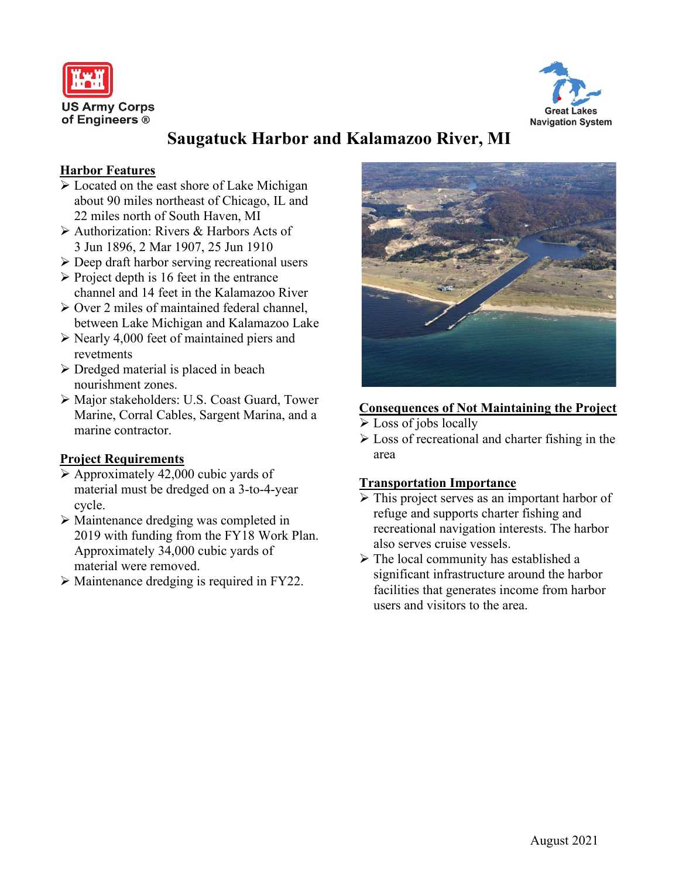US Army Corps of Engineers ®

Great Lakes Navigation System

# Saugatuck Harbor and Kalamazoo River, MI

## Harbor Features

- Located on the east shore of Lake Michigan about 90 miles northeast of Chicago, IL and 22 miles north of South Haven, MI
- Authorization: Rivers & Harbors Acts of 3 Jun 1896, 2 Mar 1907, 25 Jun 1910
- Deep draft harbor serving recreational users
- Project depth is 16 feet in the entrance channel and 14 feet in the Kalamazoo River
- Over 2 miles of maintained federal channel, between Lake Michigan and Kalamazoo Lake
- Nearly 4,000 feet of maintained piers and revetments
- Dredged material is placed in beach nourishment zones.
- Major stakeholders: U.S. Coast Guard, Tower Marine, Corral Cables, Sargent Marina, and a marine contractor.

## Project Requirements

- Approximately 42,000 cubic yards of material must be dredged on a 3-to-4-year cycle.
- Maintenance dredging was completed in 2019 with funding from the FY18 Work Plan. Approximately 34,000 cubic yards of material were removed.
- Maintenance dredging is required in FY22.

## Consequences of Not Maintaining the Project

- Loss of jobs locally
- Loss of recreational and charter fishing in the area

## Transportation Importance

- This project serves as an important harbor of refuge and supports charter fishing and recreational navigation interests. The harbor also serves cruise vessels.
- The local community has established a significant infrastructure around the harbor facilities that generates income from harbor users and visitors to the area.

August 2021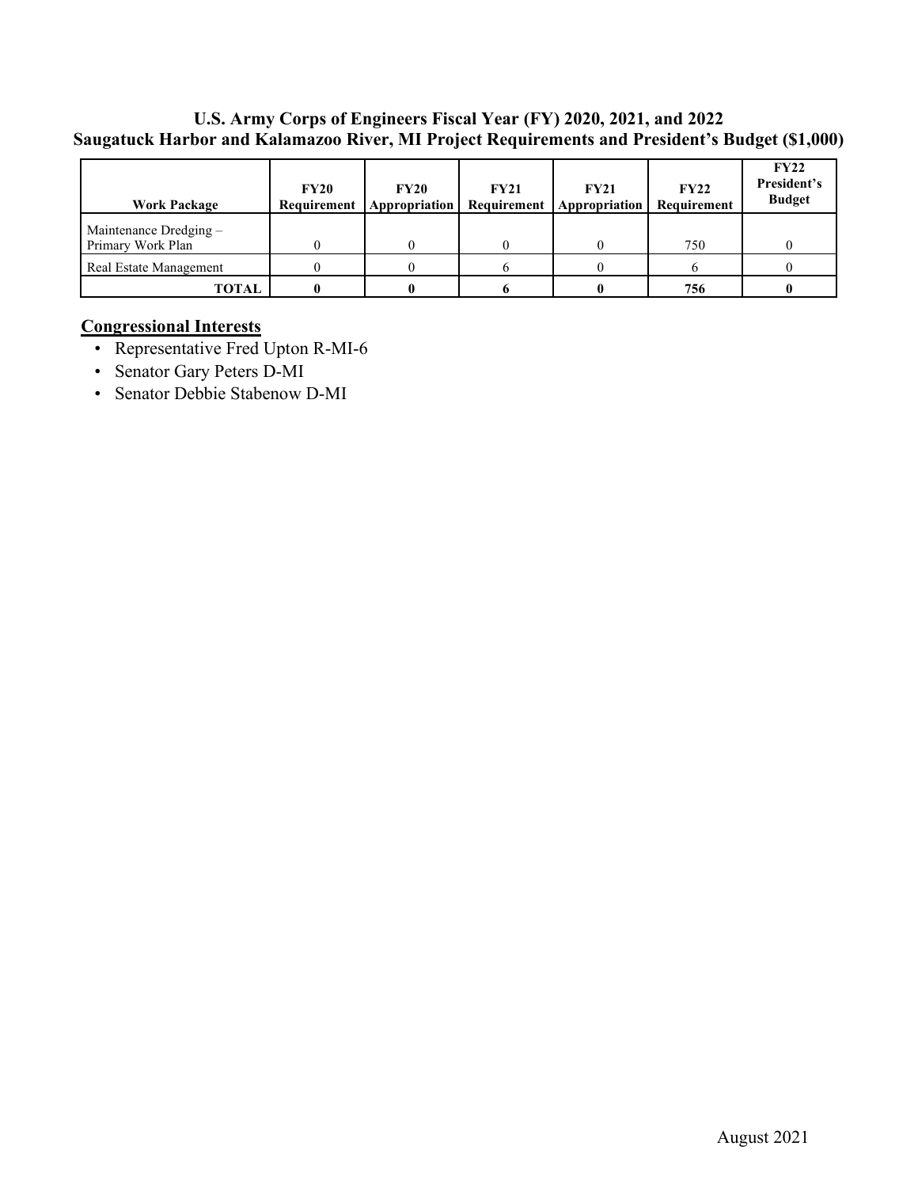## U.S. Army Corps of Engineers Fiscal Year (FY) 2020, 2021, and 2022
## Saugatuck Harbor and Kalamazoo River, MI Project Requirements and President's Budget ($1,000)

| Work Package | FY20 Requirement | FY20 Appropriation | FY21 Requirement | FY21 Appropriation | FY22 Requirement | FY22 President's Budget |
|---|---|---|---|---|---|---|
| Maintenance Dredging – Primary Work Plan | 0 | 0 | 0 | 0 | 750 | 0 |
| Real Estate Management | 0 | 0 | 6 | 0 | 6 | 0 |
| **TOTAL** | **0** | **0** | **6** | **0** | **756** | **0** |

**Congressional Interests**

- Representative Fred Upton R-MI-6
- Senator Gary Peters D-MI
- Senator Debbie Stabenow D-MI

August 2021